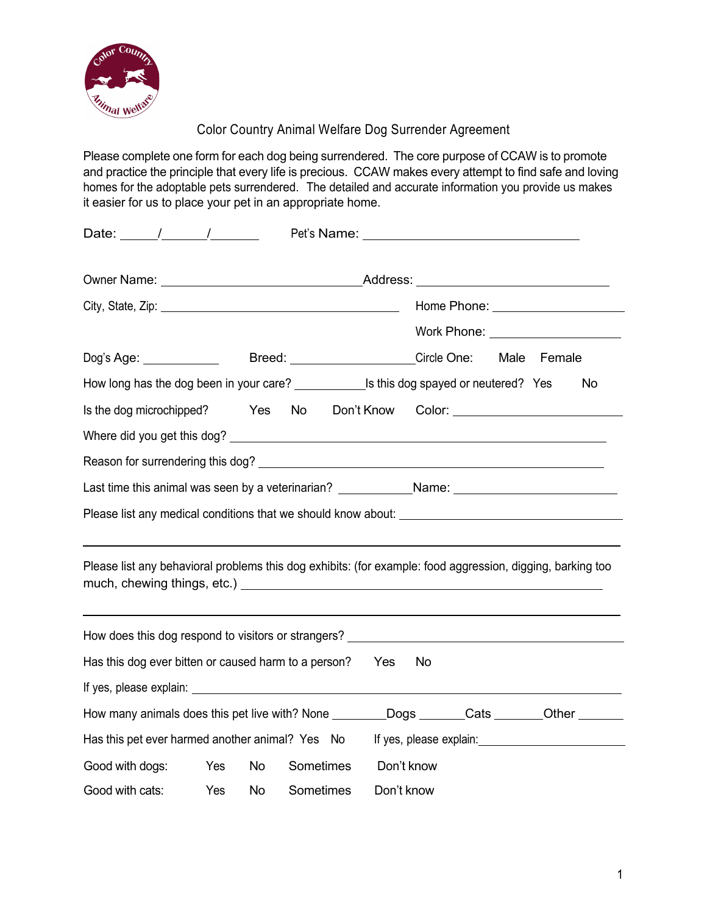# Color Country Animal Welfare Dog Surrender Agreement

Please complete one form for each dog being surrendered. The core purpose of CCAW is to promote and practice the principle that every life is precious. CCAW makes every attempt to find safe and loving homes for the adoptable pets surrendered. The detailed and accurate information you provide us makes it easier for us to place your pet in an appropriate home.

Date: _____/_______/_______ Pet's Name: ________________________________

Owner Name: ______________________________ Address: ____________________________

City, State, Zip: ___________________________________ Home Phone: ___________________

Work Phone: ___________________

Dog's Age: ___________ Breed: __________________ Circle One: Male Female

How long has the dog been in your care? __________ Is this dog spayed or neutered? Yes No

Is the dog microchipped? Yes No Don't Know Color: _________________________

Where did you get this dog? ________________________________________________________

Reason for surrendering this dog? ___________________________________________________

Last time this animal was seen by a veterinarian? __________ Name: _______________________

Please list any medical conditions that we should know about: _________________________________

_______________________________________________________________________________

Please list any behavioral problems this dog exhibits: (for example: food aggression, digging, barking too much, chewing things, etc.) ______________________________________________________

_______________________________________________________________________________

How does this dog respond to visitors or strangers? ________________________________________

Has this dog ever bitten or caused harm to a person? Yes No

If yes, please explain: ______________________________________________________________

How many animals does this pet live with? None ________ Dogs _______ Cats _______ Other _______

Has this pet ever harmed another animal? Yes No If yes, please explain: _____________________

Good with dogs: Yes No Sometimes Don't know

Good with cats: Yes No Sometimes Don't know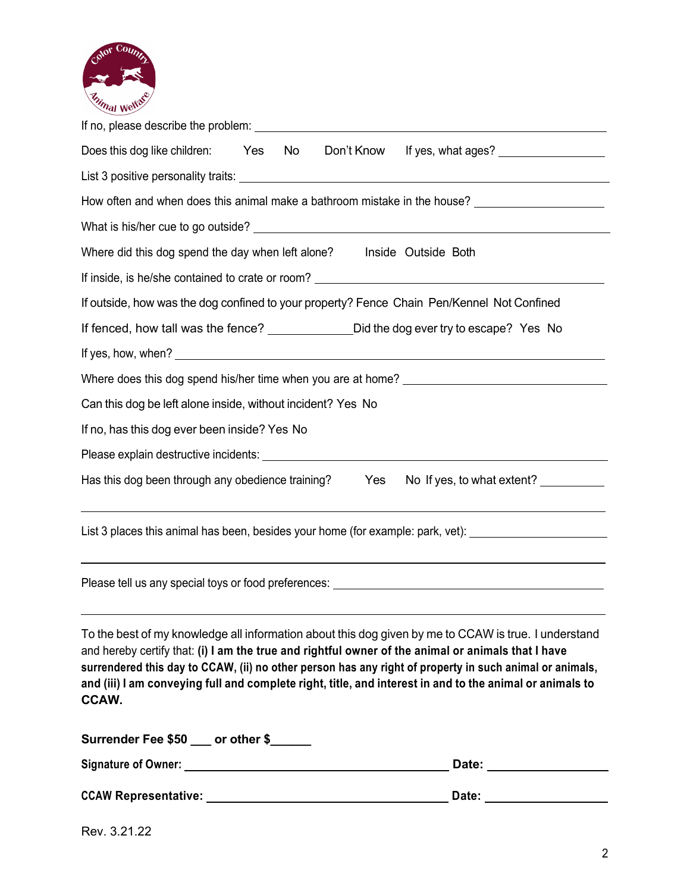If no, please describe the problem: ______________________________________________

Does this dog like children: Yes No Don't Know If yes, what ages? _______________

List 3 positive personality traits: _______________________________________________

How often and when does this animal make a bathroom mistake in the house? ________________

What is his/her cue to go outside? _______________________________________________

Where did this dog spend the day when left alone? Inside Outside Both

If inside, is he/she contained to crate or room? ______________________________________

If outside, how was the dog confined to your property? Fence Chain Pen/Kennel Not Confined

If fenced, how tall was the fence? ____________ Did the dog ever try to escape? Yes No

If yes, how, when? _____________________________________________________________

Where does this dog spend his/her time when you are at home? ____________________________

Can this dog be left alone inside, without incident? Yes No

If no, has this dog ever been inside? Yes No

Please explain destructive incidents: _______________________________________________

Has this dog been through any obedience training? Yes No If yes, to what extent? __________

_________________________________________________________________________

List 3 places this animal has been, besides your home (for example: park, vet): ________________

_________________________________________________________________________

Please tell us any special toys or food preferences: ____________________________________

_________________________________________________________________________

To the best of my knowledge all information about this dog given by me to CCAW is true. I understand and hereby certify that: **(i) I am the true and rightful owner of the animal or animals that I have surrendered this day to CCAW, (ii) no other person has any right of property in such animal or animals, and (iii) I am conveying full and complete right, title, and interest in and to the animal or animals to CCAW.**

**Surrender Fee $50 ___ or other $______**

**Signature of Owner:** ______________________________________ **Date:** ________________

**CCAW Representative:** ___________________________________ **Date:** ________________

Rev. 3.21.22